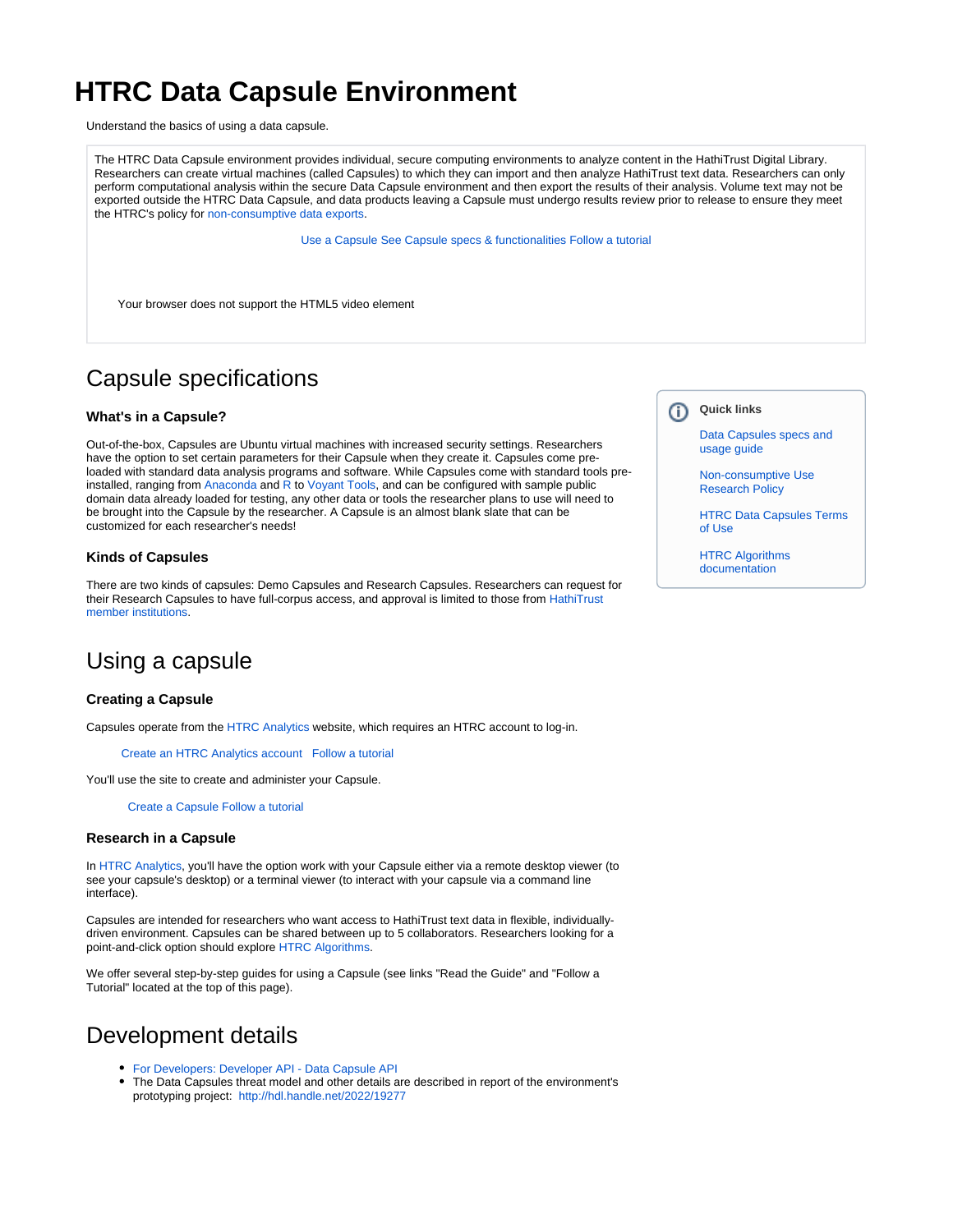# HTRC Data Capsule Environment

Understand the basics of using a data capsule.

The HTRC Data Capsule environment provides individual, secure computing environments to analyze content in the HathiTrust Digital Library. Researchers can create virtual machines (called Capsules) to which they can import and then analyze HathiTrust text data. Researchers can only perform computational analysis within the secure Data Capsule environment and then export the results of their analysis. Volume text may not be exported outside the HTRC Data Capsule, and data products leaving a Capsule must undergo results review prior to release to ensure they meet the HTRC's policy for non-consumptive data exports.

Use a Capsule See Capsule specs & functionalities Follow a tutorial

Your browser does not support the HTML5 video element

## Capsule specifications

**Quick links**

- Data Capsules specs and usage guide
- Non-consumptive Use Research Policy
- HTRC Data Capsules Terms of Use
- HTRC Algorithms documentation

### What's in a Capsule?

Out-of-the-box, Capsules are Ubuntu virtual machines with increased security settings. Researchers have the option to set certain parameters for their Capsule when they create it. Capsules come pre-loaded with standard data analysis programs and software. While Capsules come with standard tools pre-installed, ranging from Anaconda and R to Voyant Tools, and can be configured with sample public domain data already loaded for testing, any other data or tools the researcher plans to use will need to be brought into the Capsule by the researcher. A Capsule is an almost blank slate that can be customized for each researcher's needs!

### Kinds of Capsules

There are two kinds of capsules: Demo Capsules and Research Capsules. Researchers can request for their Research Capsules to have full-corpus access, and approval is limited to those from HathiTrust member institutions.

## Using a capsule

### Creating a Capsule

Capsules operate from the HTRC Analytics website, which requires an HTRC account to log-in.

Create an HTRC Analytics account Follow a tutorial

You'll use the site to create and administer your Capsule.

Create a Capsule Follow a tutorial

### Research in a Capsule

In HTRC Analytics, you'll have the option work with your Capsule either via a remote desktop viewer (to see your capsule's desktop) or a terminal viewer (to interact with your capsule via a command line interface).

Capsules are intended for researchers who want access to HathiTrust text data in flexible, individually-driven environment. Capsules can be shared between up to 5 collaborators. Researchers looking for a point-and-click option should explore HTRC Algorithms.

We offer several step-by-step guides for using a Capsule (see links "Read the Guide" and "Follow a Tutorial" located at the top of this page).

## Development details

- For Developers: Developer API - Data Capsule API
- The Data Capsules threat model and other details are described in report of the environment's prototyping project: http://hdl.handle.net/2022/19277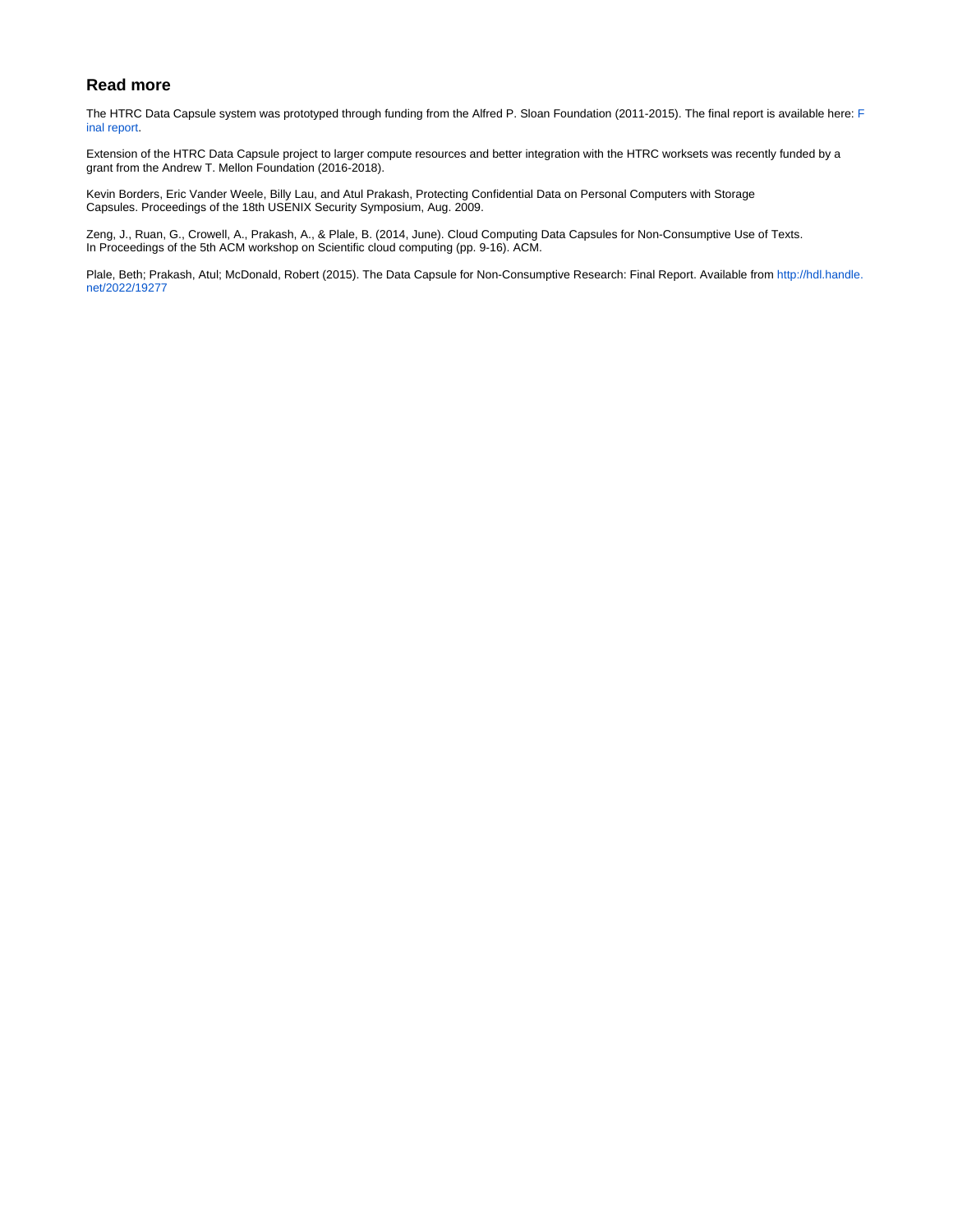## Read more

The HTRC Data Capsule system was prototyped through funding from the Alfred P. Sloan Foundation (2011-2015). The final report is available here: Final report.

Extension of the HTRC Data Capsule project to larger compute resources and better integration with the HTRC worksets was recently funded by a grant from the Andrew T. Mellon Foundation (2016-2018).

Kevin Borders, Eric Vander Weele, Billy Lau, and Atul Prakash, Protecting Confidential Data on Personal Computers with Storage Capsules. Proceedings of the 18th USENIX Security Symposium, Aug. 2009.

Zeng, J., Ruan, G., Crowell, A., Prakash, A., & Plale, B. (2014, June). Cloud Computing Data Capsules for Non-Consumptive Use of Texts. In Proceedings of the 5th ACM workshop on Scientific cloud computing (pp. 9-16). ACM.

Plale, Beth; Prakash, Atul; McDonald, Robert (2015). The Data Capsule for Non-Consumptive Research: Final Report. Available from http://hdl.handle.net/2022/19277